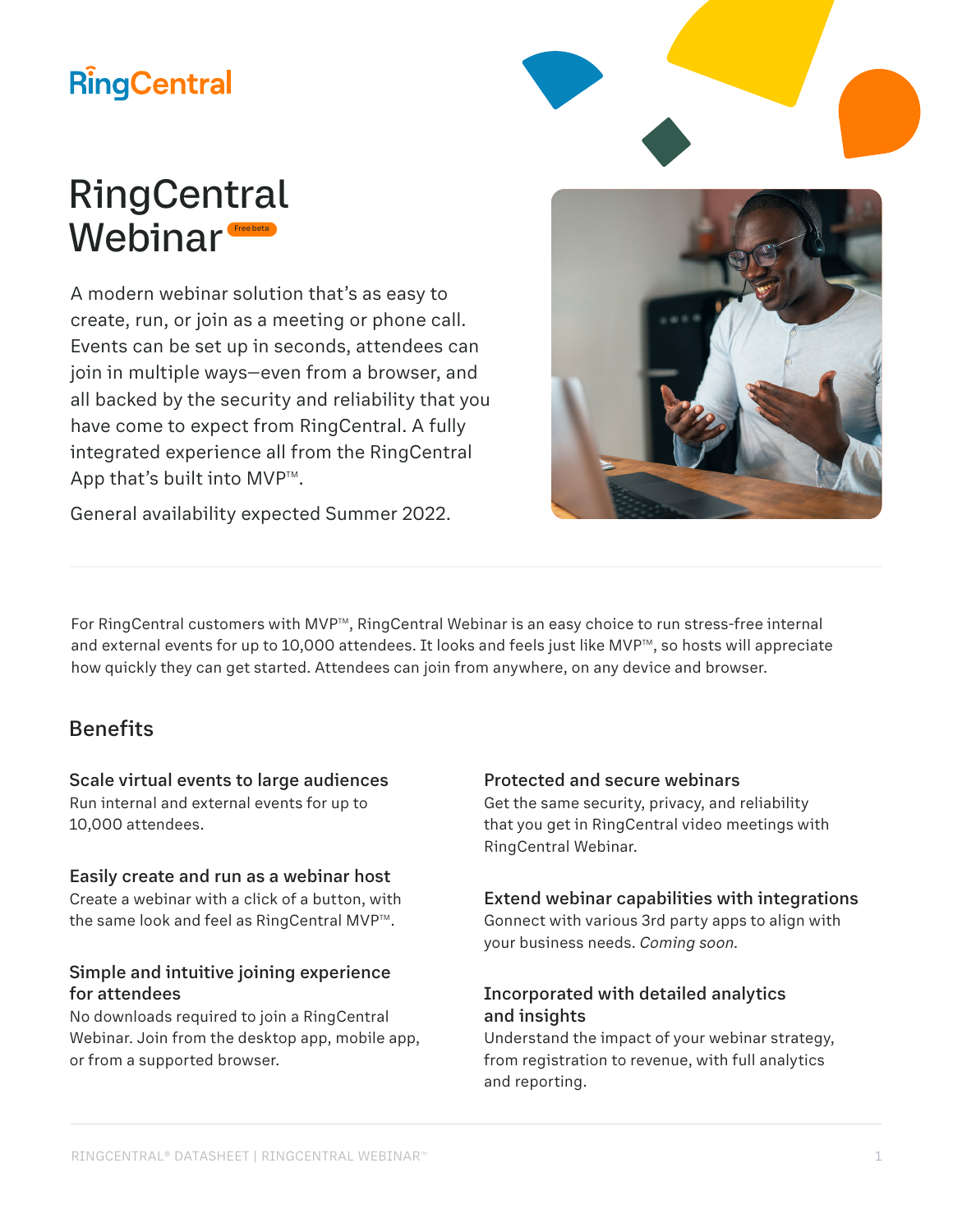RingCentral

# RingCentral Webinar

Free beta

A modern webinar solution that's as easy to create, run, or join as a meeting or phone call. Events can be set up in seconds, attendees can join in multiple ways—even from a browser, and all backed by the security and reliability that you have come to expect from RingCentral. A fully integrated experience all from the RingCentral App that's built into MVP™.

General availability expected Summer 2022.

For RingCentral customers with MVP™, RingCentral Webinar is an easy choice to run stress-free internal and external events for up to 10,000 attendees. It looks and feels just like MVP™, so hosts will appreciate how quickly they can get started. Attendees can join from anywhere, on any device and browser.

## Benefits

### Scale virtual events to large audiences

Run internal and external events for up to 10,000 attendees.

### Easily create and run as a webinar host

Create a webinar with a click of a button, with the same look and feel as RingCentral MVP™.

### Simple and intuitive joining experience for attendees

No downloads required to join a RingCentral Webinar. Join from the desktop app, mobile app, or from a supported browser.

### Protected and secure webinars

Get the same security, privacy, and reliability that you get in RingCentral video meetings with RingCentral Webinar.

### Extend webinar capabilities with integrations

Gonnect with various 3rd party apps to align with your business needs. *Coming soon.*

### Incorporated with detailed analytics and insights

Understand the impact of your webinar strategy, from registration to revenue, with full analytics and reporting.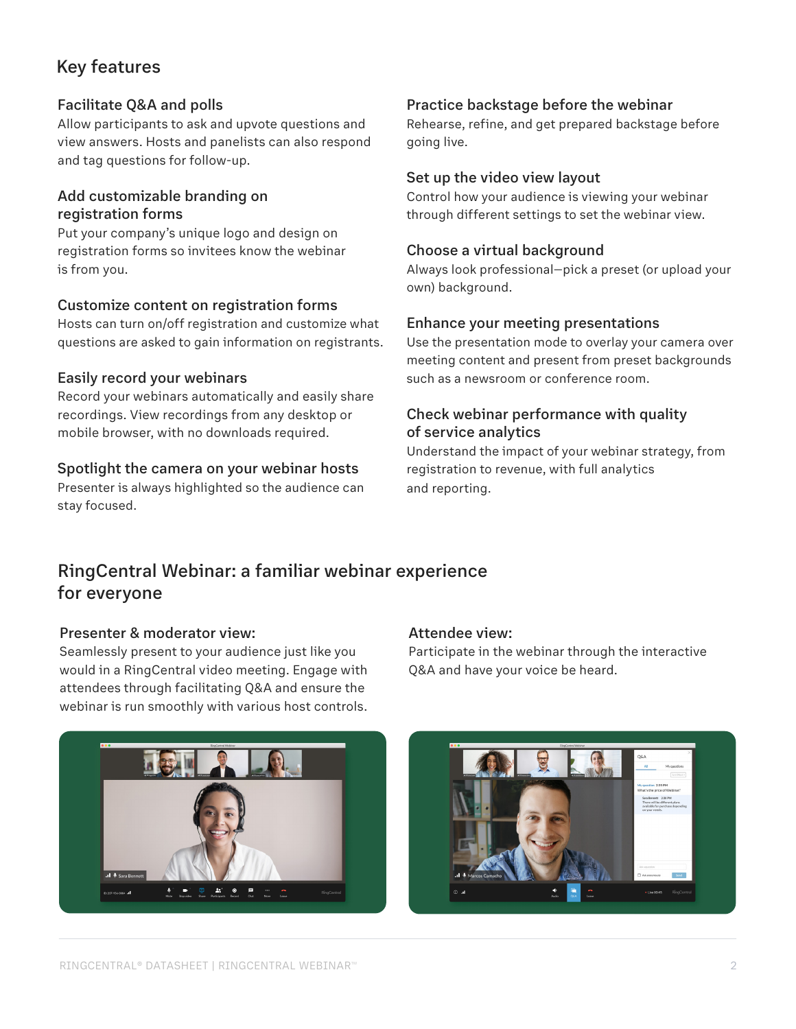## Key features

### Facilitate Q&A and polls

Allow participants to ask and upvote questions and view answers. Hosts and panelists can also respond and tag questions for follow-up.

### Add customizable branding on registration forms

Put your company's unique logo and design on registration forms so invitees know the webinar is from you.

### Customize content on registration forms

Hosts can turn on/off registration and customize what questions are asked to gain information on registrants.

### Easily record your webinars

Record your webinars automatically and easily share recordings. View recordings from any desktop or mobile browser, with no downloads required.

### Spotlight the camera on your webinar hosts

Presenter is always highlighted so the audience can stay focused.

### Practice backstage before the webinar

Rehearse, refine, and get prepared backstage before going live.

### Set up the video view layout

Control how your audience is viewing your webinar through different settings to set the webinar view.

### Choose a virtual background

Always look professional—pick a preset (or upload your own) background.

### Enhance your meeting presentations

Use the presentation mode to overlay your camera over meeting content and present from preset backgrounds such as a newsroom or conference room.

### Check webinar performance with quality of service analytics

Understand the impact of your webinar strategy, from registration to revenue, with full analytics and reporting.

## RingCentral Webinar: a familiar webinar experience for everyone

### Presenter & moderator view:

Seamlessly present to your audience just like you would in a RingCentral video meeting. Engage with attendees through facilitating Q&A and ensure the webinar is run smoothly with various host controls.

### Attendee view:

Participate in the webinar through the interactive Q&A and have your voice be heard.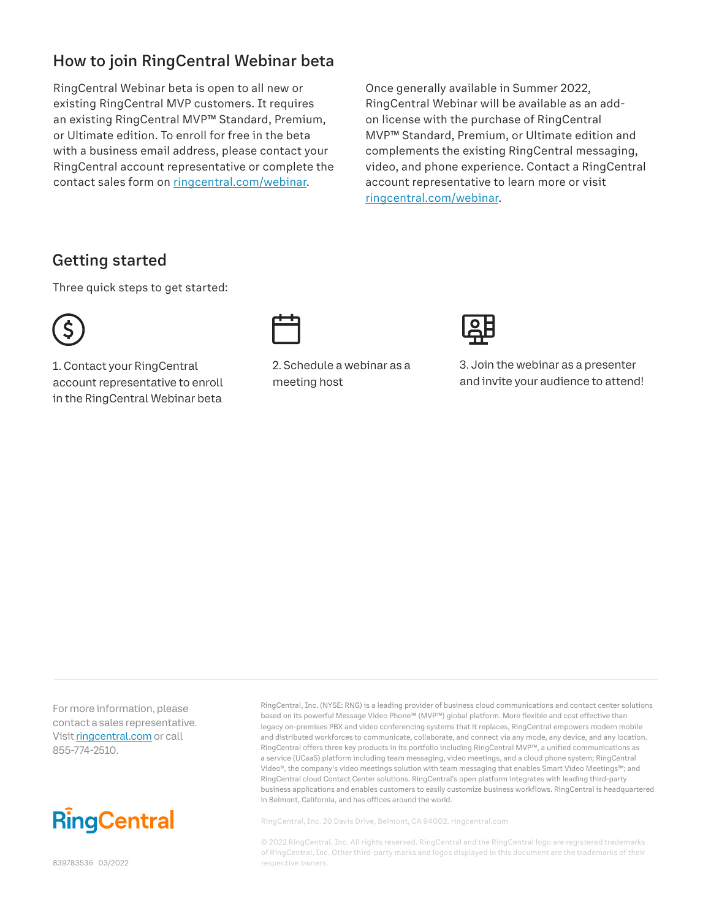## How to join RingCentral Webinar beta

RingCentral Webinar beta is open to all new or existing RingCentral MVP customers. It requires an existing RingCentral MVP™ Standard, Premium, or Ultimate edition. To enroll for free in the beta with a business email address, please contact your RingCentral account representative or complete the contact sales form on ringcentral.com/webinar.

Once generally available in Summer 2022, RingCentral Webinar will be available as an add-on license with the purchase of RingCentral MVP™ Standard, Premium, or Ultimate edition and complements the existing RingCentral messaging, video, and phone experience. Contact a RingCentral account representative to learn more or visit ringcentral.com/webinar.

## Getting started

Three quick steps to get started:

1. Contact your RingCentral account representative to enroll in the RingCentral Webinar beta
2. Schedule a webinar as a meeting host
3. Join the webinar as a presenter and invite your audience to attend!

For more information, please contact a sales representative. Visit ringcentral.com or call 855-774-2510.

RingCentral, Inc. (NYSE: RNG) is a leading provider of business cloud communications and contact center solutions based on its powerful Message Video Phone™ (MVP™) global platform. More flexible and cost effective than legacy on-premises PBX and video conferencing systems that it replaces, RingCentral empowers modern mobile and distributed workforces to communicate, collaborate, and connect via any mode, any device, and any location. RingCentral offers three key products in its portfolio including RingCentral MVP™, a unified communications as a service (UCaaS) platform including team messaging, video meetings, and a cloud phone system; RingCentral Video®, the company's video meetings solution with team messaging that enables Smart Video Meetings™; and RingCentral cloud Contact Center solutions. RingCentral's open platform integrates with leading third-party business applications and enables customers to easily customize business workflows. RingCentral is headquartered in Belmont, California, and has offices around the world.

RingCentral, Inc. 20 Davis Drive, Belmont, CA 94002. ringcentral.com

© 2022 RingCentral, Inc. All rights reserved. RingCentral and the RingCentral logo are registered trademarks of RingCentral, Inc. Other third-party marks and logos displayed in this document are the trademarks of their respective owners.

RingCentral

839783536 03/2022